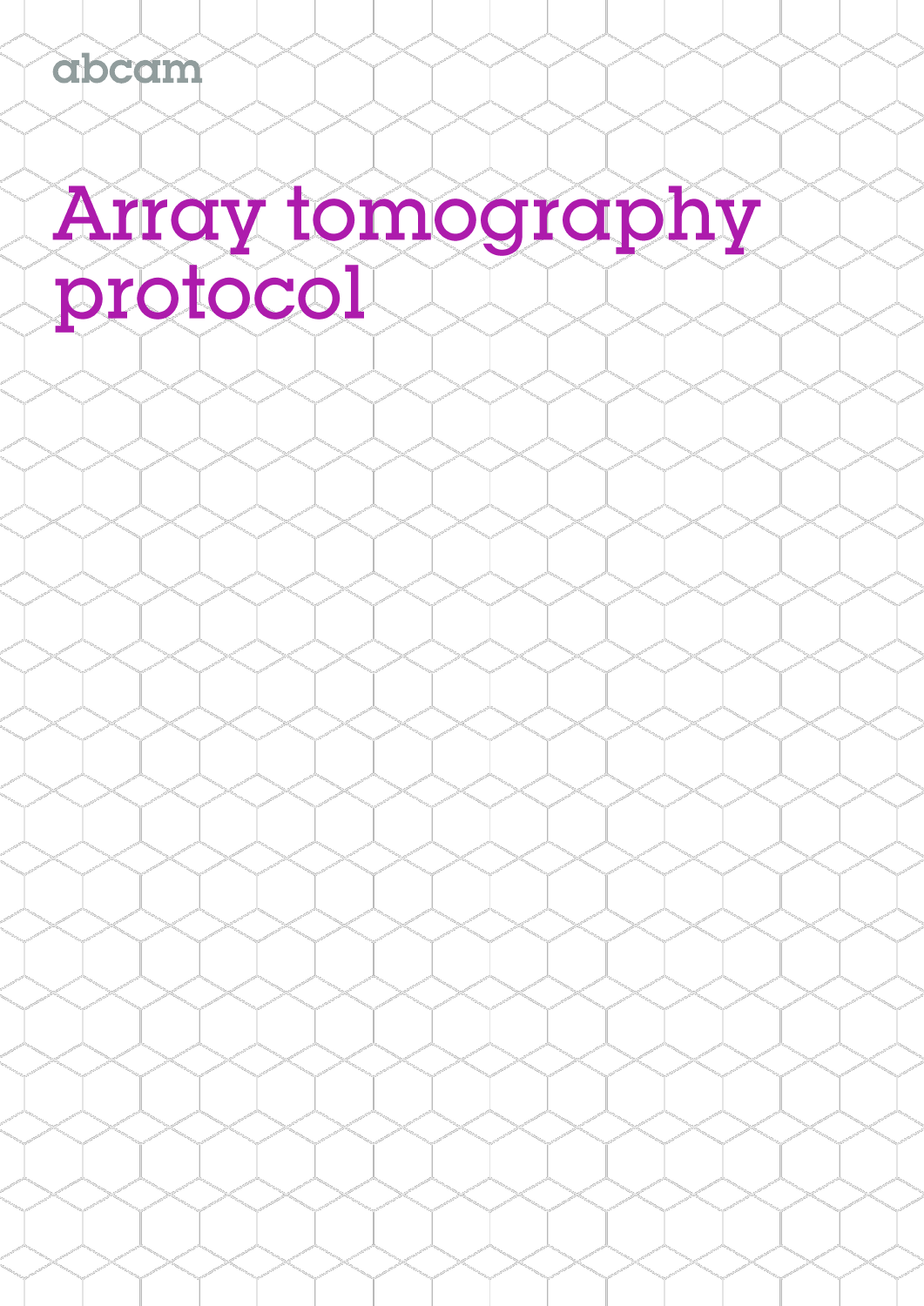abcam

# Array tomography protocol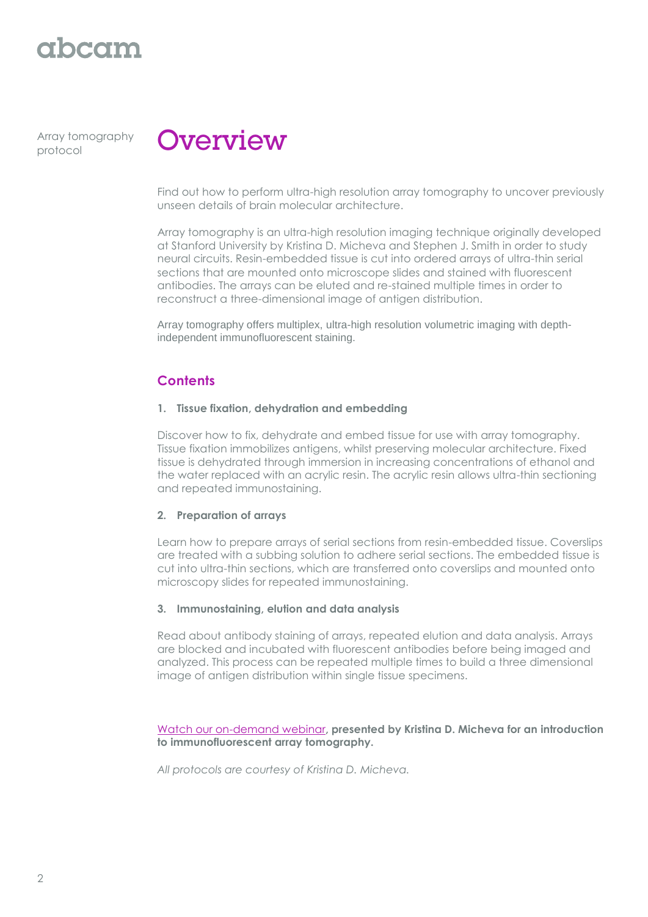Array tomography protocol

# Overview

Find out how to perform ultra-high resolution array tomography to uncover previously unseen details of brain molecular architecture.

Array tomography is an ultra-high resolution imaging technique originally developed at Stanford University by Kristina D. Micheva and Stephen J. Smith in order to study neural circuits. Resin-embedded tissue is cut into ordered arrays of ultra-thin serial sections that are mounted onto microscope slides and stained with fluorescent antibodies. The arrays can be eluted and re-stained multiple times in order to reconstruct a three-dimensional image of antigen distribution.

Array tomography offers multiplex, ultra-high resolution volumetric imaging with depth-independent immunofluorescent staining.

## Contents

**1. Tissue fixation, dehydration and embedding**

Discover how to fix, dehydrate and embed tissue for use with array tomography. Tissue fixation immobilizes antigens, whilst preserving molecular architecture. Fixed tissue is dehydrated through immersion in increasing concentrations of ethanol and the water replaced with an acrylic resin. The acrylic resin allows ultra-thin sectioning and repeated immunostaining.

**2. Preparation of arrays**

Learn how to prepare arrays of serial sections from resin-embedded tissue. Coverslips are treated with a subbing solution to adhere serial sections. The embedded tissue is cut into ultra-thin sections, which are transferred onto coverslips and mounted onto microscopy slides for repeated immunostaining.

**3. Immunostaining, elution and data analysis**

Read about antibody staining of arrays, repeated elution and data analysis. Arrays are blocked and incubated with fluorescent antibodies before being imaged and analyzed. This process can be repeated multiple times to build a three dimensional image of antigen distribution within single tissue specimens.

Watch our on-demand webinar**, presented by Kristina D. Micheva for an introduction to immunofluorescent array tomography.**

*All protocols are courtesy of Kristina D. Micheva.*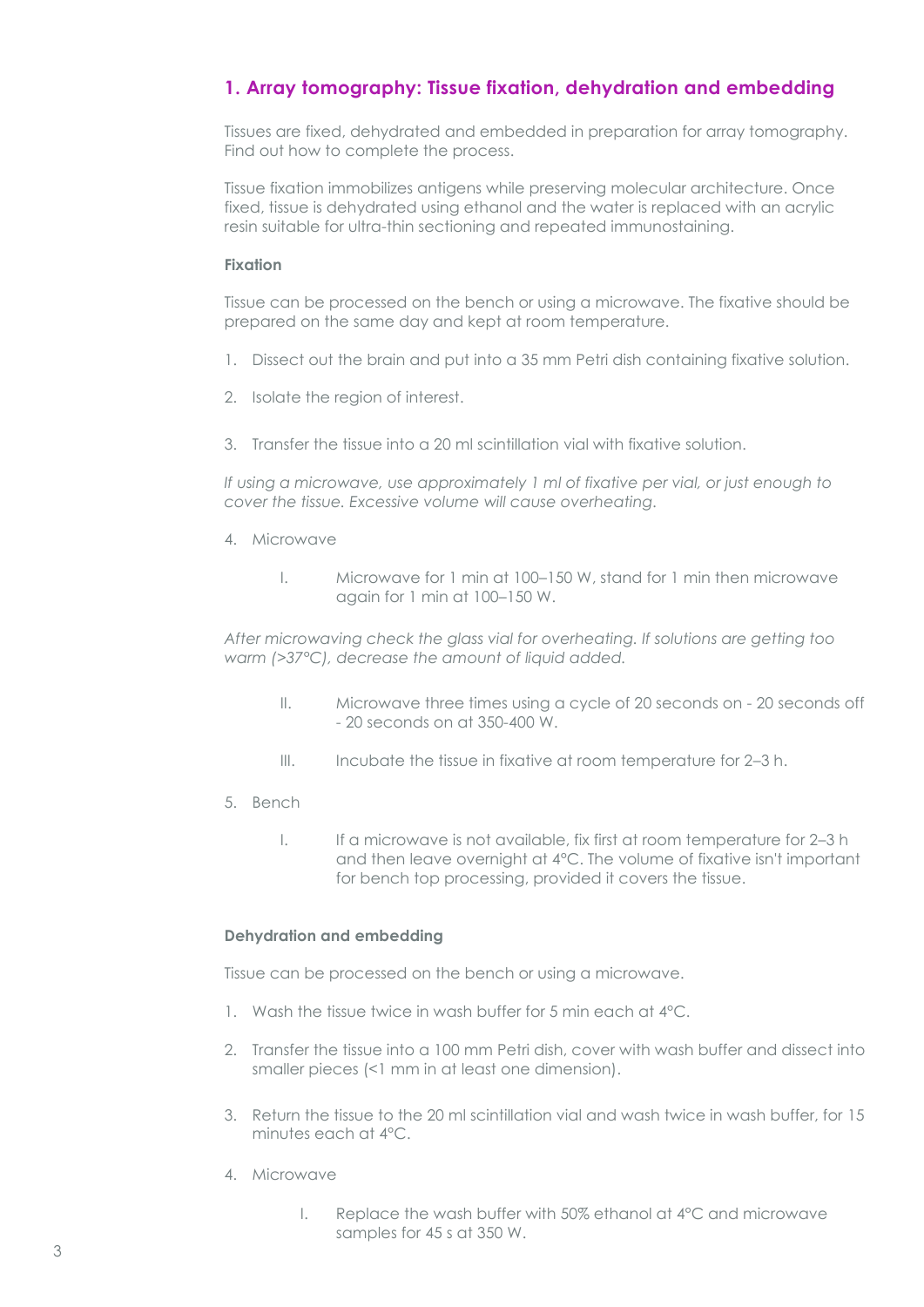## 1. Array tomography: Tissue fixation, dehydration and embedding

Tissues are fixed, dehydrated and embedded in preparation for array tomography. Find out how to complete the process.

Tissue fixation immobilizes antigens while preserving molecular architecture. Once fixed, tissue is dehydrated using ethanol and the water is replaced with an acrylic resin suitable for ultra-thin sectioning and repeated immunostaining.

### Fixation

Tissue can be processed on the bench or using a microwave. The fixative should be prepared on the same day and kept at room temperature.

1. Dissect out the brain and put into a 35 mm Petri dish containing fixative solution.
2. Isolate the region of interest.
3. Transfer the tissue into a 20 ml scintillation vial with fixative solution.

*If using a microwave, use approximately 1 ml of fixative per vial, or just enough to cover the tissue. Excessive volume will cause overheating.*

4. Microwave
   I. Microwave for 1 min at 100–150 W, stand for 1 min then microwave again for 1 min at 100–150 W.

*After microwaving check the glass vial for overheating. If solutions are getting too warm (>37°C), decrease the amount of liquid added.*

   II. Microwave three times using a cycle of 20 seconds on - 20 seconds off - 20 seconds on at 350-400 W.
   III. Incubate the tissue in fixative at room temperature for 2–3 h.

5. Bench
   I. If a microwave is not available, fix first at room temperature for 2–3 h and then leave overnight at 4°C. The volume of fixative isn't important for bench top processing, provided it covers the tissue.

### Dehydration and embedding

Tissue can be processed on the bench or using a microwave.

1. Wash the tissue twice in wash buffer for 5 min each at 4°C.
2. Transfer the tissue into a 100 mm Petri dish, cover with wash buffer and dissect into smaller pieces (<1 mm in at least one dimension).
3. Return the tissue to the 20 ml scintillation vial and wash twice in wash buffer, for 15 minutes each at 4°C.
4. Microwave
   I. Replace the wash buffer with 50% ethanol at 4°C and microwave samples for 45 s at 350 W.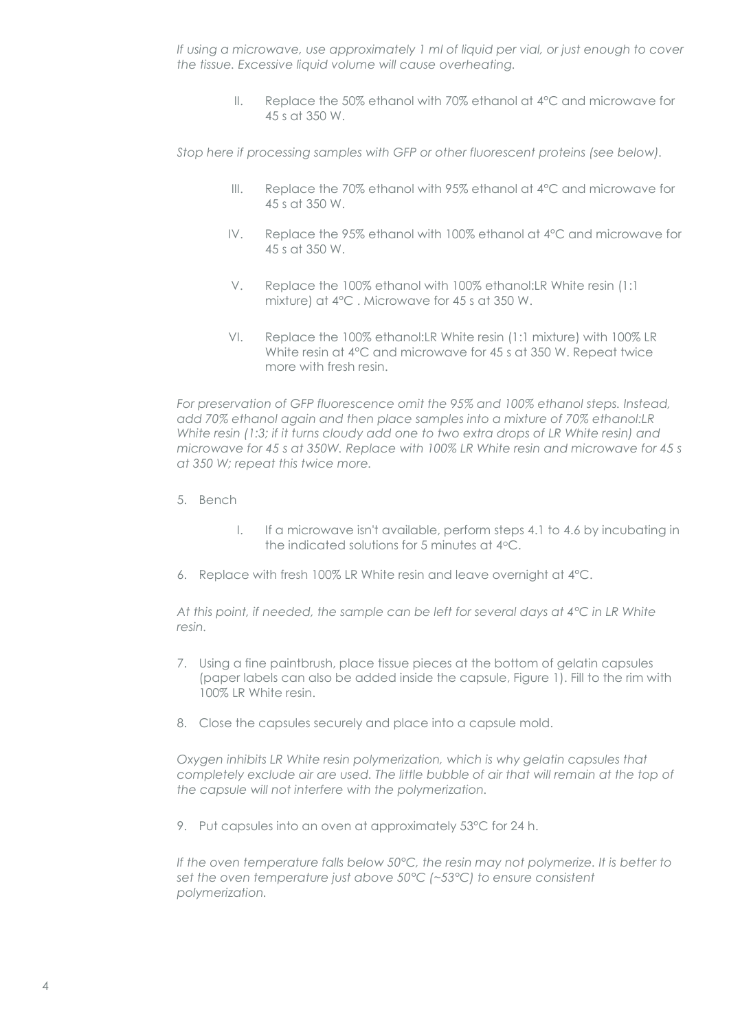*If using a microwave, use approximately 1 ml of liquid per vial, or just enough to cover the tissue. Excessive liquid volume will cause overheating.*

II. Replace the 50% ethanol with 70% ethanol at 4°C and microwave for 45 s at 350 W.

*Stop here if processing samples with GFP or other fluorescent proteins (see below).*

III. Replace the 70% ethanol with 95% ethanol at 4°C and microwave for 45 s at 350 W.

IV. Replace the 95% ethanol with 100% ethanol at 4°C and microwave for 45 s at 350 W.

V. Replace the 100% ethanol with 100% ethanol:LR White resin (1:1 mixture) at 4°C . Microwave for 45 s at 350 W.

VI. Replace the 100% ethanol:LR White resin (1:1 mixture) with 100% LR White resin at 4°C and microwave for 45 s at 350 W. Repeat twice more with fresh resin.

*For preservation of GFP fluorescence omit the 95% and 100% ethanol steps. Instead, add 70% ethanol again and then place samples into a mixture of 70% ethanol:LR White resin (1:3; if it turns cloudy add one to two extra drops of LR White resin) and microwave for 45 s at 350W. Replace with 100% LR White resin and microwave for 45 s at 350 W; repeat this twice more.*

5. Bench

   I. If a microwave isn't available, perform steps 4.1 to 4.6 by incubating in the indicated solutions for 5 minutes at 4°C.

6. Replace with fresh 100% LR White resin and leave overnight at 4°C.

*At this point, if needed, the sample can be left for several days at 4°C in LR White resin.*

7. Using a fine paintbrush, place tissue pieces at the bottom of gelatin capsules (paper labels can also be added inside the capsule, Figure 1). Fill to the rim with 100% LR White resin.

8. Close the capsules securely and place into a capsule mold.

*Oxygen inhibits LR White resin polymerization, which is why gelatin capsules that completely exclude air are used. The little bubble of air that will remain at the top of the capsule will not interfere with the polymerization.*

9. Put capsules into an oven at approximately 53°C for 24 h.

*If the oven temperature falls below 50°C, the resin may not polymerize. It is better to set the oven temperature just above 50°C (~53°C) to ensure consistent polymerization.*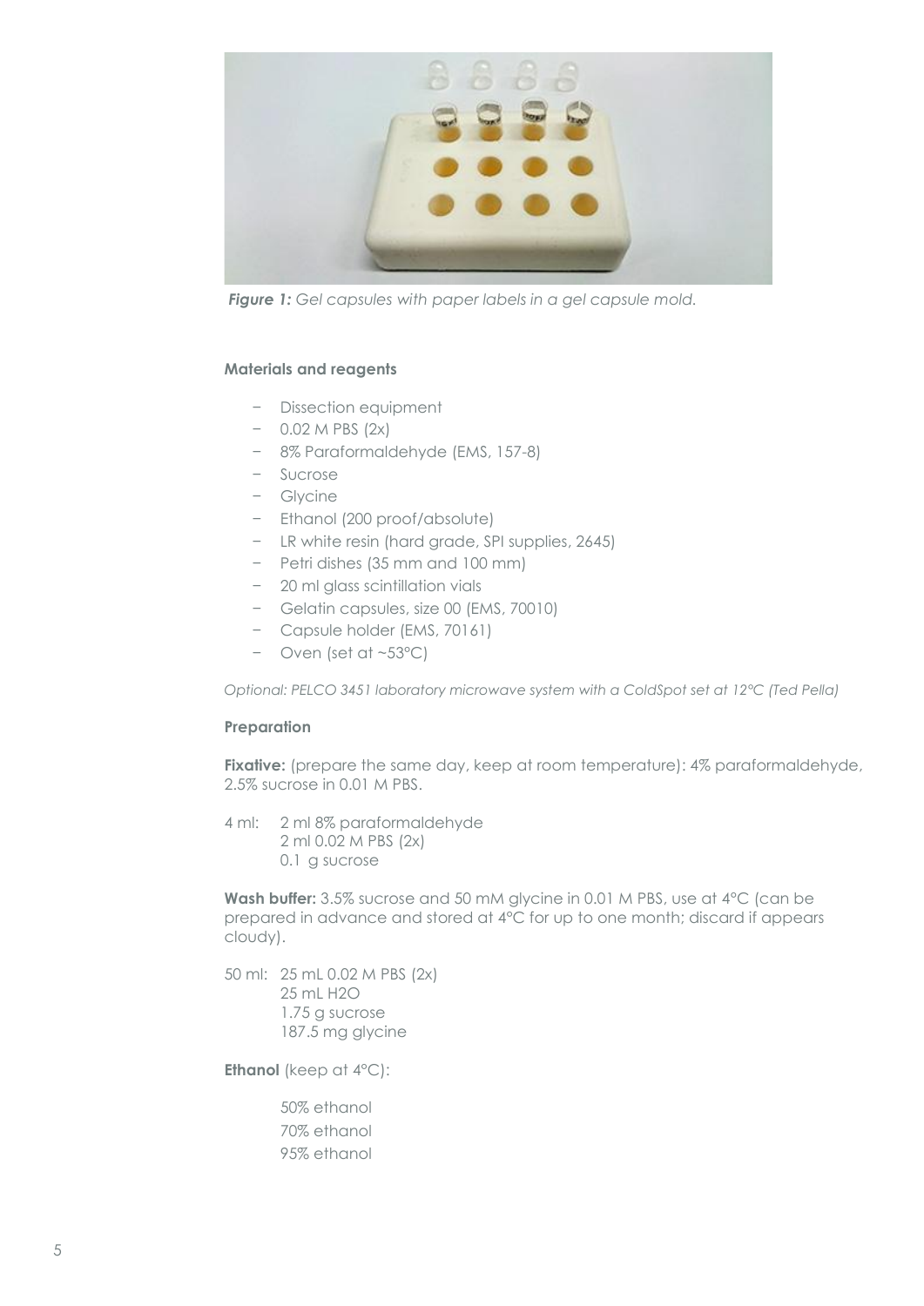*Figure 1: Gel capsules with paper labels in a gel capsule mold.*

**Materials and reagents**

- Dissection equipment
- 0.02 M PBS (2x)
- 8% Paraformaldehyde (EMS, 157-8)
- Sucrose
- Glycine
- Ethanol (200 proof/absolute)
- LR white resin (hard grade, SPI supplies, 2645)
- Petri dishes (35 mm and 100 mm)
- 20 ml glass scintillation vials
- Gelatin capsules, size 00 (EMS, 70010)
- Capsule holder (EMS, 70161)
- Oven (set at ~53°C)

*Optional: PELCO 3451 laboratory microwave system with a ColdSpot set at 12°C (Ted Pella)*

**Preparation**

**Fixative:** (prepare the same day, keep at room temperature): 4% paraformaldehyde, 2.5% sucrose in 0.01 M PBS.

4 ml: 2 ml 8% paraformaldehyde
2 ml 0.02 M PBS (2x)
0.1 g sucrose

**Wash buffer:** 3.5% sucrose and 50 mM glycine in 0.01 M PBS, use at 4°C (can be prepared in advance and stored at 4°C for up to one month; discard if appears cloudy).

50 ml: 25 mL 0.02 M PBS (2x)
25 mL $H_2O$
1.75 g sucrose
187.5 mg glycine

**Ethanol** (keep at 4°C):

50% ethanol
70% ethanol
95% ethanol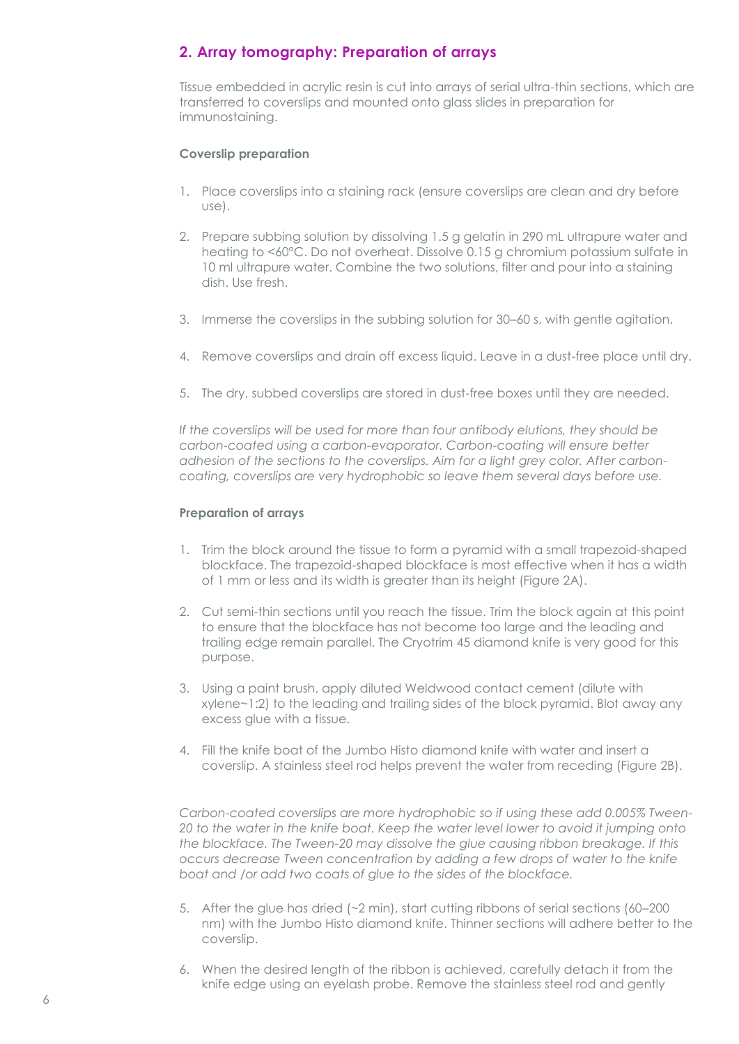## 2. Array tomography: Preparation of arrays

Tissue embedded in acrylic resin is cut into arrays of serial ultra-thin sections, which are transferred to coverslips and mounted onto glass slides in preparation for immunostaining.

**Coverslip preparation**

1. Place coverslips into a staining rack (ensure coverslips are clean and dry before use).
2. Prepare subbing solution by dissolving 1.5 g gelatin in 290 mL ultrapure water and heating to <60°C. Do not overheat. Dissolve 0.15 g chromium potassium sulfate in 10 ml ultrapure water. Combine the two solutions, filter and pour into a staining dish. Use fresh.
3. Immerse the coverslips in the subbing solution for 30–60 s, with gentle agitation.
4. Remove coverslips and drain off excess liquid. Leave in a dust-free place until dry.
5. The dry, subbed coverslips are stored in dust-free boxes until they are needed.

*If the coverslips will be used for more than four antibody elutions, they should be carbon-coated using a carbon-evaporator. Carbon-coating will ensure better adhesion of the sections to the coverslips. Aim for a light grey color. After carbon-coating, coverslips are very hydrophobic so leave them several days before use.*

**Preparation of arrays**

1. Trim the block around the tissue to form a pyramid with a small trapezoid-shaped blockface. The trapezoid-shaped blockface is most effective when it has a width of 1 mm or less and its width is greater than its height (Figure 2A).
2. Cut semi-thin sections until you reach the tissue. Trim the block again at this point to ensure that the blockface has not become too large and the leading and trailing edge remain parallel. The Cryotrim 45 diamond knife is very good for this purpose.
3. Using a paint brush, apply diluted Weldwood contact cement (dilute with xylene~1:2) to the leading and trailing sides of the block pyramid. Blot away any excess glue with a tissue.
4. Fill the knife boat of the Jumbo Histo diamond knife with water and insert a coverslip. A stainless steel rod helps prevent the water from receding (Figure 2B).

*Carbon-coated coverslips are more hydrophobic so if using these add 0.005% Tween-20 to the water in the knife boat. Keep the water level lower to avoid it jumping onto the blockface. The Tween-20 may dissolve the glue causing ribbon breakage. If this occurs decrease Tween concentration by adding a few drops of water to the knife boat and /or add two coats of glue to the sides of the blockface.*

5. After the glue has dried (~2 min), start cutting ribbons of serial sections (60–200 nm) with the Jumbo Histo diamond knife. Thinner sections will adhere better to the coverslip.
6. When the desired length of the ribbon is achieved, carefully detach it from the knife edge using an eyelash probe. Remove the stainless steel rod and gently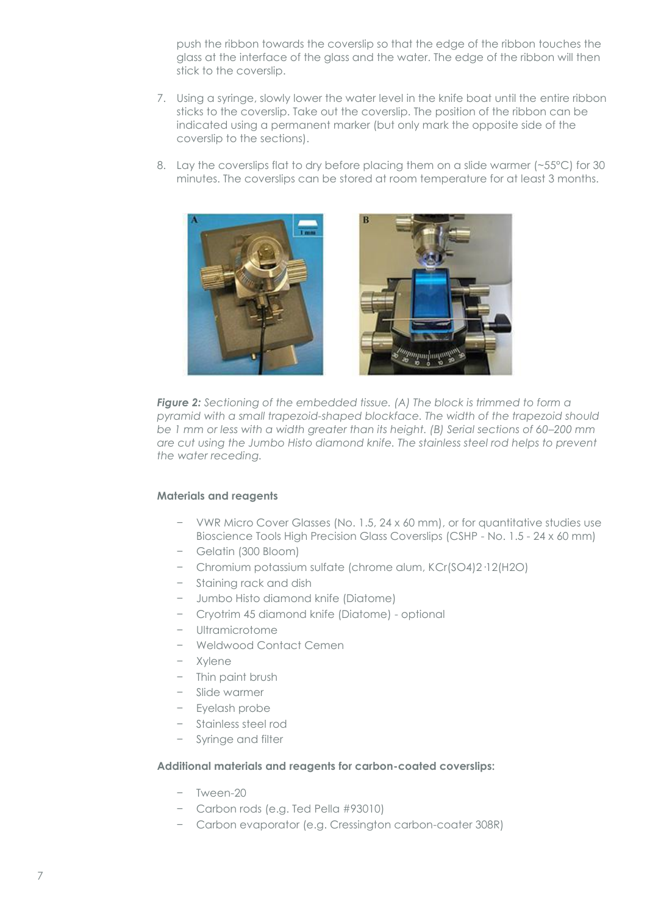push the ribbon towards the coverslip so that the edge of the ribbon touches the glass at the interface of the glass and the water. The edge of the ribbon will then stick to the coverslip.

7. Using a syringe, slowly lower the water level in the knife boat until the entire ribbon sticks to the coverslip. Take out the coverslip. The position of the ribbon can be indicated using a permanent marker (but only mark the opposite side of the coverslip to the sections).
8. Lay the coverslips flat to dry before placing them on a slide warmer (~55°C) for 30 minutes. The coverslips can be stored at room temperature for at least 3 months.

***Figure 2:*** *Sectioning of the embedded tissue. (A) The block is trimmed to form a pyramid with a small trapezoid-shaped blockface. The width of the trapezoid should be 1 mm or less with a width greater than its height. (B) Serial sections of 60–200 mm are cut using the Jumbo Histo diamond knife. The stainless steel rod helps to prevent the water receding.*

**Materials and reagents**

- VWR Micro Cover Glasses (No. 1.5, 24 x 60 mm), or for quantitative studies use Bioscience Tools High Precision Glass Coverslips (CSHP - No. 1.5 - 24 x 60 mm)
- Gelatin (300 Bloom)
- Chromium potassium sulfate (chrome alum, $KCr(SO_4)_2 \cdot 12(H_2O)$)
- Staining rack and dish
- Jumbo Histo diamond knife (Diatome)
- Cryotrim 45 diamond knife (Diatome) - optional
- Ultramicrotome
- Weldwood Contact Cemen
- Xylene
- Thin paint brush
- Slide warmer
- Eyelash probe
- Stainless steel rod
- Syringe and filter

**Additional materials and reagents for carbon-coated coverslips:**

- Tween-20
- Carbon rods (e.g. Ted Pella #93010)
- Carbon evaporator (e.g. Cressington carbon-coater 308R)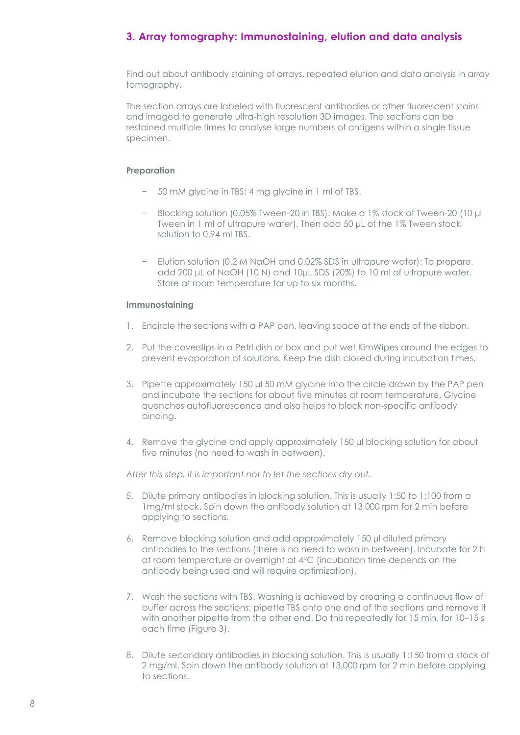## 3. Array tomography: Immunostaining, elution and data analysis

Find out about antibody staining of arrays, repeated elution and data analysis in array tomography.

The section arrays are labeled with fluorescent antibodies or other fluorescent stains and imaged to generate ultra-high resolution 3D images. The sections can be restained multiple times to analyse large numbers of antigens within a single tissue specimen.

**Preparation**

- 50 mM glycine in TBS: 4 mg glycine in 1 ml of TBS.
- Blocking solution (0.05% Tween-20 in TBS): Make a 1% stock of Tween-20 (10 µl Tween in 1 ml of ultrapure water). Then add 50 µL of the 1% Tween stock solution to 0.94 ml TBS.
- Elution solution (0.2 M NaOH and 0.02% SDS in ultrapure water): To prepare, add 200 µL of NaOH (10 N) and 10µL SDS (20%) to 10 ml of ultrapure water. Store at room temperature for up to six months.

**Immunostaining**

1. Encircle the sections with a PAP pen, leaving space at the ends of the ribbon.
2. Put the coverslips in a Petri dish or box and put wet KimWipes around the edges to prevent evaporation of solutions. Keep the dish closed during incubation times.
3. Pipette approximately 150 µl 50 mM glycine into the circle drawn by the PAP pen and incubate the sections for about five minutes at room temperature. Glycine quenches autofluorescence and also helps to block non-specific antibody binding.
4. Remove the glycine and apply approximately 150 µl blocking solution for about five minutes (no need to wash in between).

*After this step, it is important not to let the sections dry out.*

5. Dilute primary antibodies in blocking solution. This is usually 1:50 to 1:100 from a 1mg/ml stock. Spin down the antibody solution at 13,000 rpm for 2 min before applying to sections.
6. Remove blocking solution and add approximately 150 µl diluted primary antibodies to the sections (there is no need to wash in between). Incubate for 2 h at room temperature or overnight at 4°C (incubation time depends on the antibody being used and will require optimization).
7. Wash the sections with TBS. Washing is achieved by creating a continuous flow of buffer across the sections; pipette TBS onto one end of the sections and remove it with another pipette from the other end. Do this repeatedly for 15 min, for 10–15 s each time (Figure 3).
8. Dilute secondary antibodies in blocking solution. This is usually 1:150 from a stock of 2 mg/ml. Spin down the antibody solution at 13,000 rpm for 2 min before applying to sections.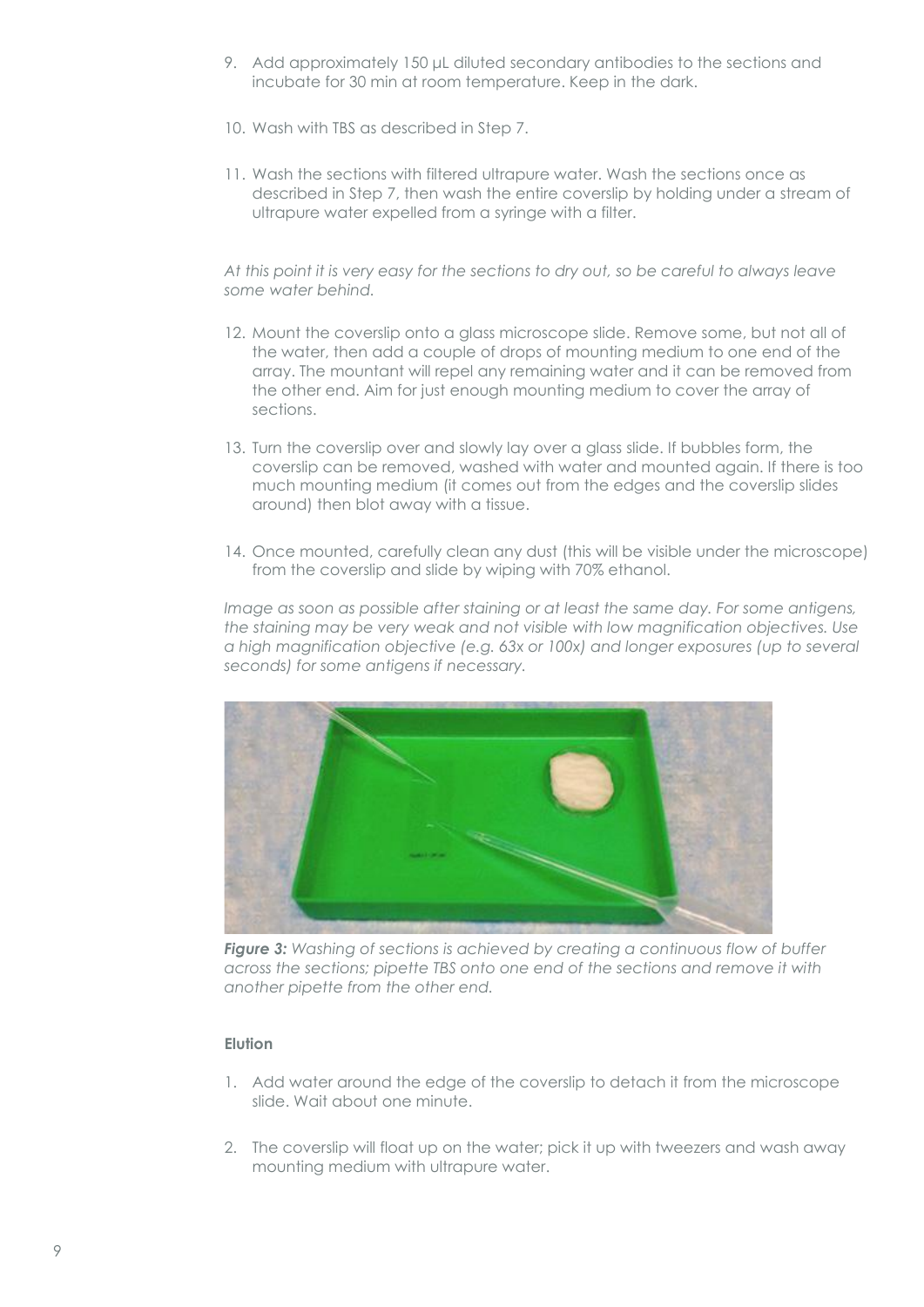9. Add approximately 150 µL diluted secondary antibodies to the sections and incubate for 30 min at room temperature. Keep in the dark.

10. Wash with TBS as described in Step 7.

11. Wash the sections with filtered ultrapure water. Wash the sections once as described in Step 7, then wash the entire coverslip by holding under a stream of ultrapure water expelled from a syringe with a filter.

*At this point it is very easy for the sections to dry out, so be careful to always leave some water behind.*

12. Mount the coverslip onto a glass microscope slide. Remove some, but not all of the water, then add a couple of drops of mounting medium to one end of the array. The mountant will repel any remaining water and it can be removed from the other end. Aim for just enough mounting medium to cover the array of sections.

13. Turn the coverslip over and slowly lay over a glass slide. If bubbles form, the coverslip can be removed, washed with water and mounted again. If there is too much mounting medium (it comes out from the edges and the coverslip slides around) then blot away with a tissue.

14. Once mounted, carefully clean any dust (this will be visible under the microscope) from the coverslip and slide by wiping with 70% ethanol.

*Image as soon as possible after staining or at least the same day. For some antigens, the staining may be very weak and not visible with low magnification objectives. Use a high magnification objective (e.g. 63x or 100x) and longer exposures (up to several seconds) for some antigens if necessary.*

***Figure 3:*** *Washing of sections is achieved by creating a continuous flow of buffer across the sections; pipette TBS onto one end of the sections and remove it with another pipette from the other end.*

#### Elution

1. Add water around the edge of the coverslip to detach it from the microscope slide. Wait about one minute.

2. The coverslip will float up on the water; pick it up with tweezers and wash away mounting medium with ultrapure water.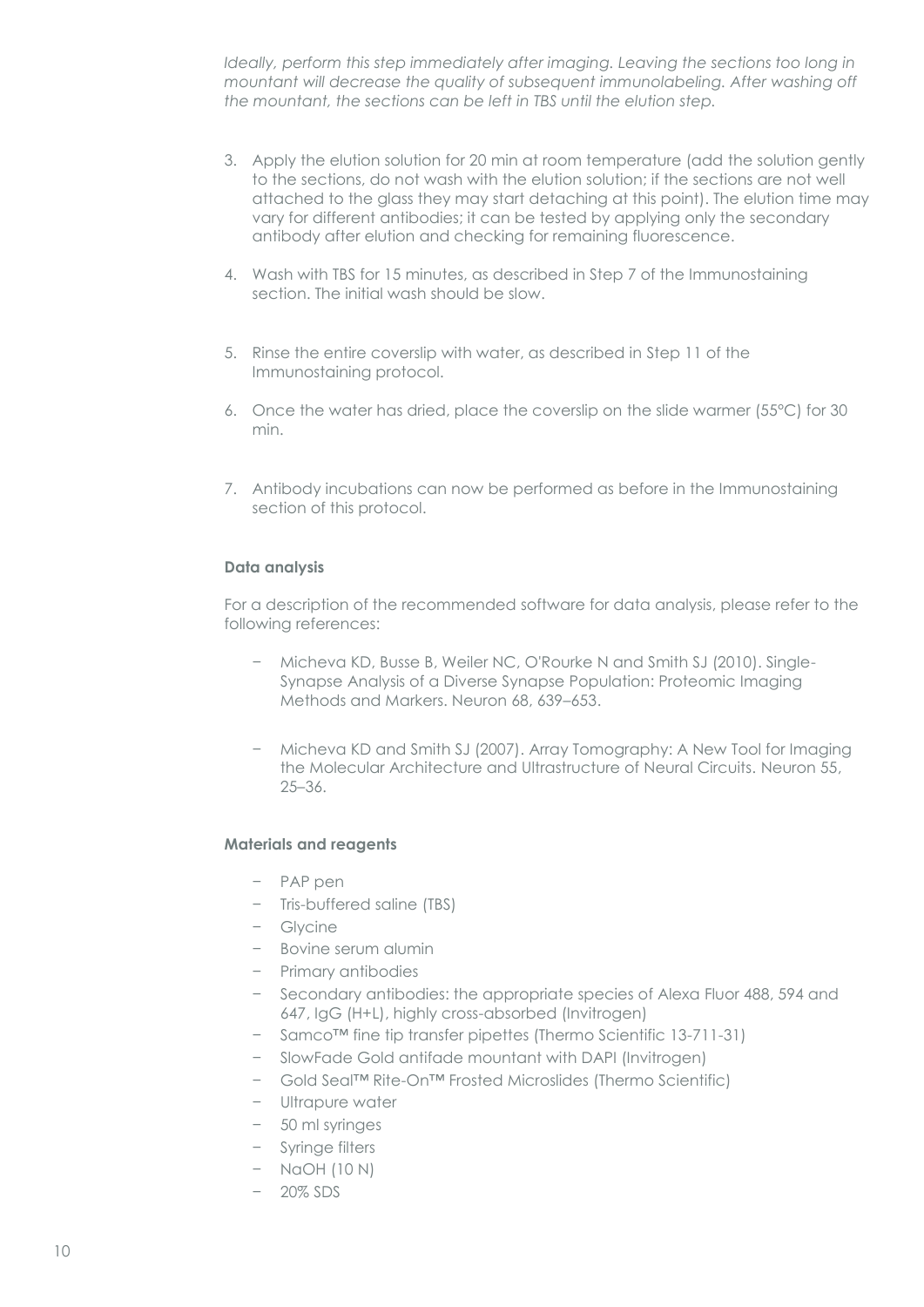*Ideally, perform this step immediately after imaging. Leaving the sections too long in mountant will decrease the quality of subsequent immunolabeling. After washing off the mountant, the sections can be left in TBS until the elution step.*

3. Apply the elution solution for 20 min at room temperature (add the solution gently to the sections, do not wash with the elution solution; if the sections are not well attached to the glass they may start detaching at this point). The elution time may vary for different antibodies; it can be tested by applying only the secondary antibody after elution and checking for remaining fluorescence.
4. Wash with TBS for 15 minutes, as described in Step 7 of the Immunostaining section. The initial wash should be slow.
5. Rinse the entire coverslip with water, as described in Step 11 of the Immunostaining protocol.
6. Once the water has dried, place the coverslip on the slide warmer (55°C) for 30 min.
7. Antibody incubations can now be performed as before in the Immunostaining section of this protocol.

### Data analysis

For a description of the recommended software for data analysis, please refer to the following references:

- Micheva KD, Busse B, Weiler NC, O'Rourke N and Smith SJ (2010). Single-Synapse Analysis of a Diverse Synapse Population: Proteomic Imaging Methods and Markers. Neuron 68, 639–653.
- Micheva KD and Smith SJ (2007). Array Tomography: A New Tool for Imaging the Molecular Architecture and Ultrastructure of Neural Circuits. Neuron 55, 25–36.

### Materials and reagents

- PAP pen
- Tris-buffered saline (TBS)
- Glycine
- Bovine serum alumin
- Primary antibodies
- Secondary antibodies: the appropriate species of Alexa Fluor 488, 594 and 647, IgG (H+L), highly cross-absorbed (Invitrogen)
- Samco™ fine tip transfer pipettes (Thermo Scientific 13-711-31)
- SlowFade Gold antifade mountant with DAPI (Invitrogen)
- Gold Seal™ Rite-On™ Frosted Microslides (Thermo Scientific)
- Ultrapure water
- 50 ml syringes
- Syringe filters
- NaOH (10 N)
- 20% SDS